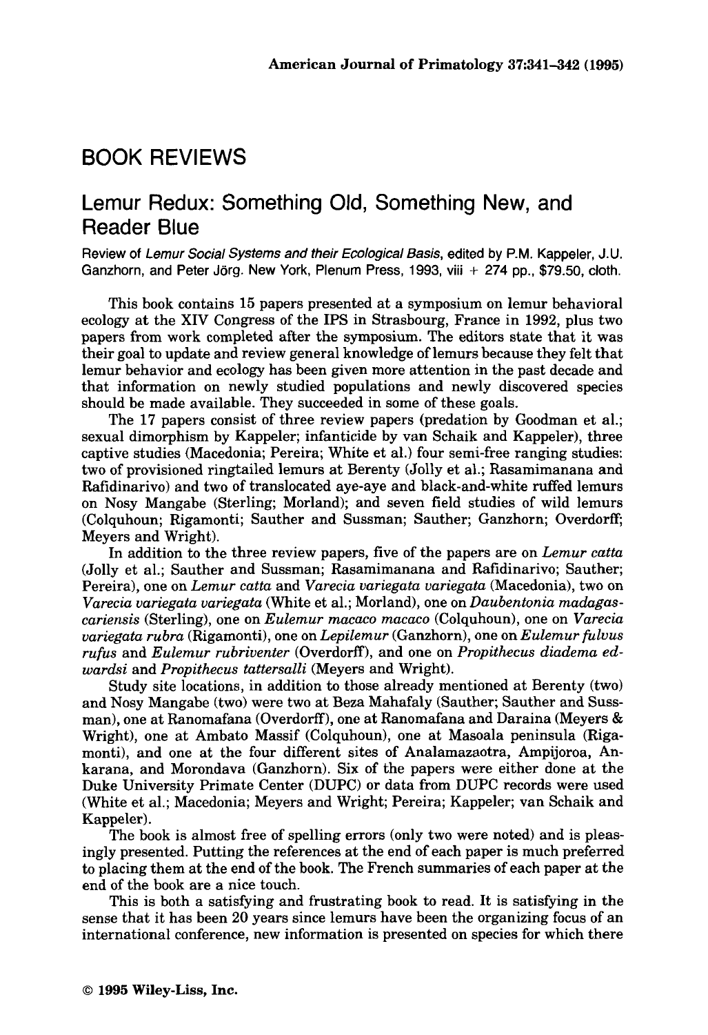# BOOK REVIEWS

## Lemur Redux: Something Old, Something New, and Reader Blue

Review of *Lemur Social Systems and their Ecological Basis*, edited by P.M. Kappeler, J.U. Ganzhorn, and Peter Jörg. New York, Plenum Press, 1993, viii + 274 pp., $79.50, cloth.

This book contains 15 papers presented at a symposium on lemur behavioral ecology at the XIV Congress of the IPS in Strasbourg, France in 1992, plus two papers from work completed after the symposium. The editors state that it was their goal to update and review general knowledge of lemurs because they felt that lemur behavior and ecology has been given more attention in the past decade and that information on newly studied populations and newly discovered species should be made available. They succeeded in some of these goals.

The 17 papers consist of three review papers (predation by Goodman et al.; sexual dimorphism by Kappeler; infanticide by van Schaik and Kappeler), three captive studies (Macedonia; Pereira; White et al.) four semi-free ranging studies: two of provisioned ringtailed lemurs at Berenty (Jolly et al.; Rasamimanana and Rafidinarivo) and two of translocated aye-aye and black-and-white ruffed lemurs on Nosy Mangabe (Sterling; Morland); and seven field studies of wild lemurs (Colquhoun; Rigamonti; Sauther and Sussman; Sauther; Ganzhorn; Overdorff; Meyers and Wright).

In addition to the three review papers, five of the papers are on *Lemur catta* (Jolly et al.; Sauther and Sussman; Rasamimanana and Rafidinarivo; Sauther; Pereira), one on *Lemur catta* and *Varecia variegata variegata* (Macedonia), two on *Varecia variegata variegata* (White et al.; Morland), one on *Daubentonia madagascariensis* (Sterling), one on *Eulemur macaco macaco* (Colquhoun), one on *Varecia variegata rubra* (Rigamonti), one on *Lepilemur* (Ganzhorn), one on *Eulemur fulvus rufus* and *Eulemur rubriventer* (Overdorff), and one on *Propithecus diadema edwardsi* and *Propithecus tattersalli* (Meyers and Wright).

Study site locations, in addition to those already mentioned at Berenty (two) and Nosy Mangabe (two) were two at Beza Mahafaly (Sauther; Sauther and Sussman), one at Ranomafana (Overdorff), one at Ranomafana and Daraina (Meyers & Wright), one at Ambato Massif (Colquhoun), one at Masoala peninsula (Rigamonti), and one at the four different sites of Analamazaotra, Ampijoroa, Ankarana, and Morondava (Ganzhorn). Six of the papers were either done at the Duke University Primate Center (DUPC) or data from DUPC records were used (White et al.; Macedonia; Meyers and Wright; Pereira; Kappeler; van Schaik and Kappeler).

The book is almost free of spelling errors (only two were noted) and is pleasingly presented. Putting the references at the end of each paper is much preferred to placing them at the end of the book. The French summaries of each paper at the end of the book are a nice touch.

This is both a satisfying and frustrating book to read. It is satisfying in the sense that it has been 20 years since lemurs have been the organizing focus of an international conference, new information is presented on species for which there

© 1995 Wiley-Liss, Inc.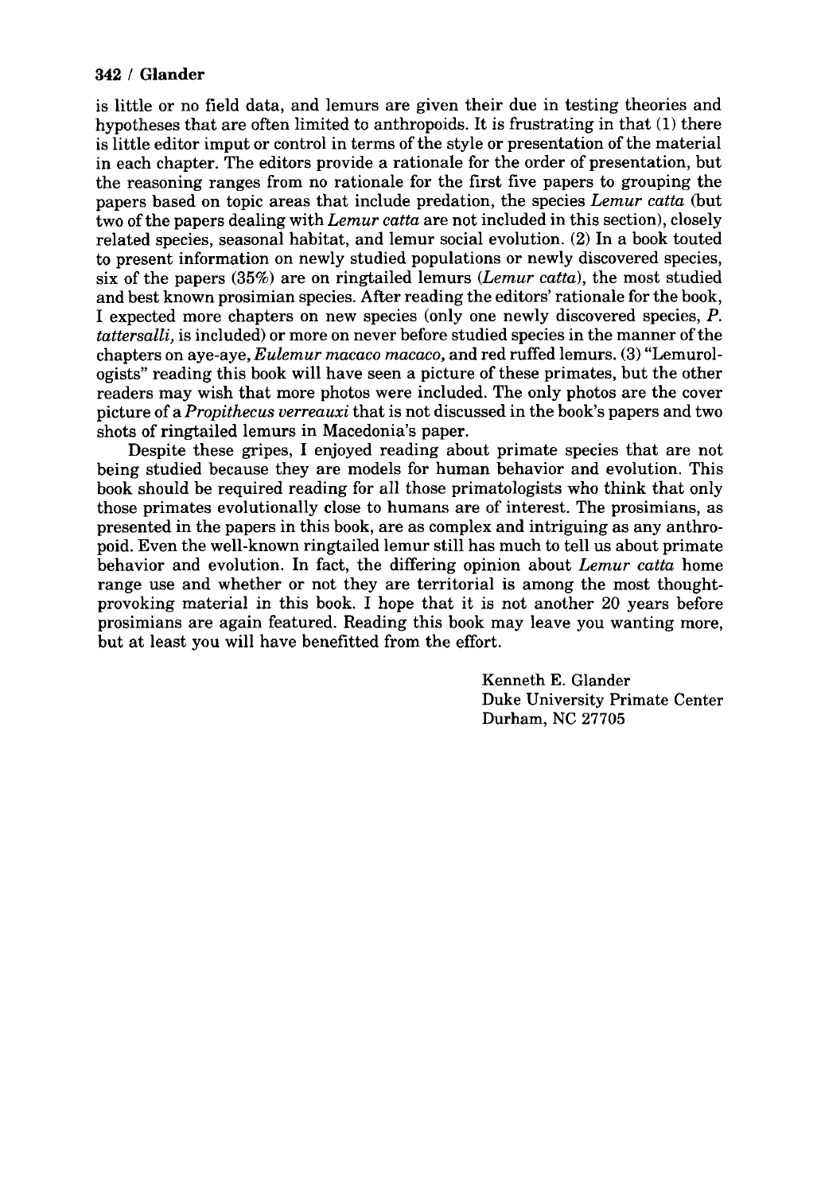is little or no field data, and lemurs are given their due in testing theories and hypotheses that are often limited to anthropoids. It is frustrating in that (1) there is little editor imput or control in terms of the style or presentation of the material in each chapter. The editors provide a rationale for the order of presentation, but the reasoning ranges from no rationale for the first five papers to grouping the papers based on topic areas that include predation, the species *Lemur catta* (but two of the papers dealing with *Lemur catta* are not included in this section), closely related species, seasonal habitat, and lemur social evolution. (2) In a book touted to present information on newly studied populations or newly discovered species, six of the papers (35%) are on ringtailed lemurs (*Lemur catta*), the most studied and best known prosimian species. After reading the editors' rationale for the book, I expected more chapters on new species (only one newly discovered species, *P. tattersalli,* is included) or more on never before studied species in the manner of the chapters on aye-aye, *Eulemur macaco macaco,* and red ruffed lemurs. (3) "Lemurologists" reading this book will have seen a picture of these primates, but the other readers may wish that more photos were included. The only photos are the cover picture of a *Propithecus verreauxi* that is not discussed in the book's papers and two shots of ringtailed lemurs in Macedonia's paper.

Despite these gripes, I enjoyed reading about primate species that are not being studied because they are models for human behavior and evolution. This book should be required reading for all those primatologists who think that only those primates evolutionally close to humans are of interest. The prosimians, as presented in the papers in this book, are as complex and intriguing as any anthropoid. Even the well-known ringtailed lemur still has much to tell us about primate behavior and evolution. In fact, the differing opinion about *Lemur catta* home range use and whether or not they are territorial is among the most thought-provoking material in this book. I hope that it is not another 20 years before prosimians are again featured. Reading this book may leave you wanting more, but at least you will have benefitted from the effort.

Kenneth E. Glander
Duke University Primate Center
Durham, NC 27705